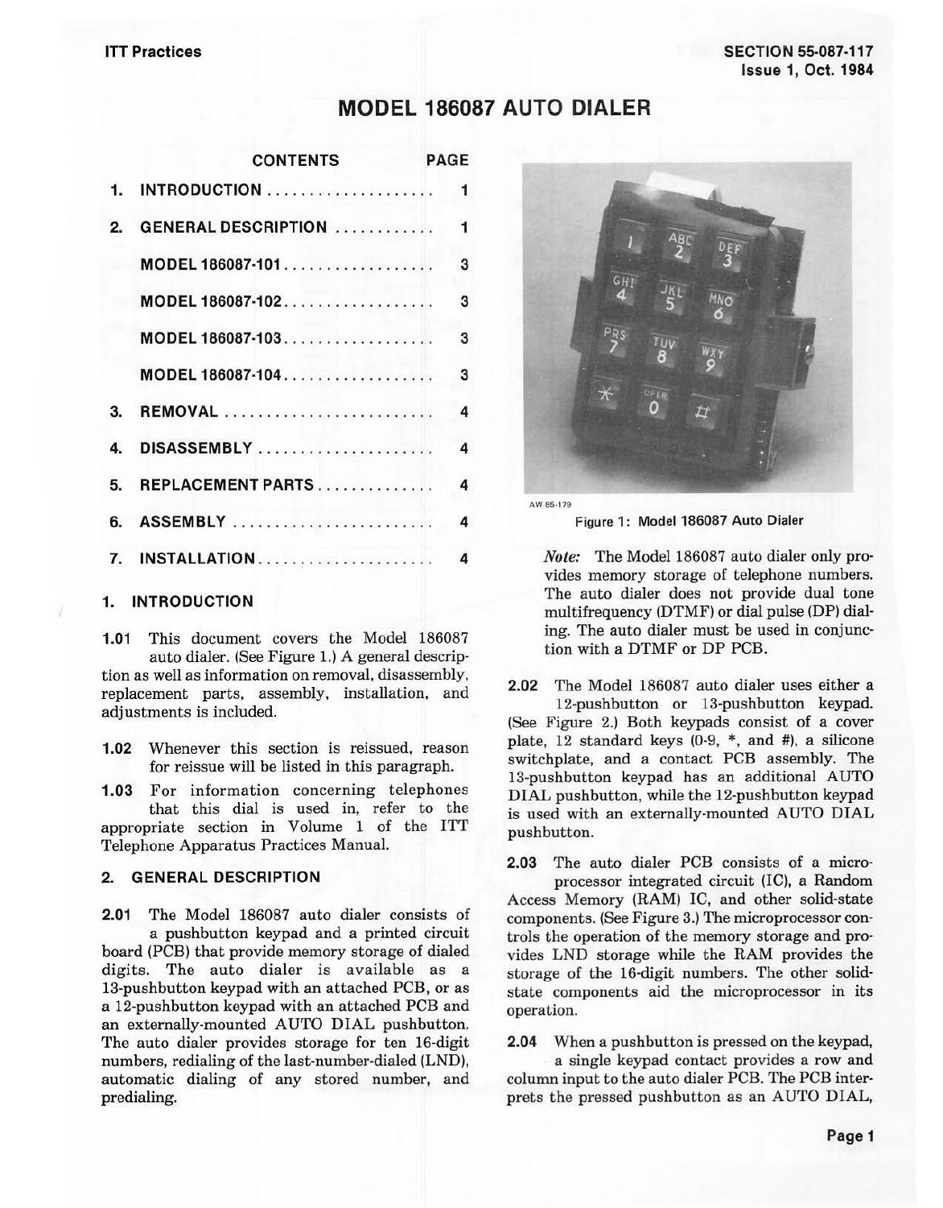ITT Practices

SECTION 55-087-117
Issue 1, Oct. 1984

# MODEL 186087 AUTO DIALER

| CONTENTS | PAGE |
|---|---|
| 1. INTRODUCTION | 1 |
| 2. GENERAL DESCRIPTION | 1 |
| MODEL 186087-101 | 3 |
| MODEL 186087-102 | 3 |
| MODEL 186087-103 | 3 |
| MODEL 186087-104 | 3 |
| 3. REMOVAL | 4 |
| 4. DISASSEMBLY | 4 |
| 5. REPLACEMENT PARTS | 4 |
| 6. ASSEMBLY | 4 |
| 7. INSTALLATION | 4 |

## 1. INTRODUCTION

**1.01** This document covers the Model 186087 auto dialer. (See Figure 1.) A general description as well as information on removal, disassembly, replacement parts, assembly, installation, and adjustments is included.

**1.02** Whenever this section is reissued, reason for reissue will be listed in this paragraph.

**1.03** For information concerning telephones that this dial is used in, refer to the appropriate section in Volume 1 of the ITT Telephone Apparatus Practices Manual.

## 2. GENERAL DESCRIPTION

**2.01** The Model 186087 auto dialer consists of a pushbutton keypad and a printed circuit board (PCB) that provide memory storage of dialed digits. The auto dialer is available as a 13-pushbutton keypad with an attached PCB, or as a 12-pushbutton keypad with an attached PCB and an externally-mounted AUTO DIAL pushbutton. The auto dialer provides storage for ten 16-digit numbers, redialing of the last-number-dialed (LND), automatic dialing of any stored number, and predialing.

AW 85-179

Figure 1: Model 186087 Auto Dialer

*Note:* The Model 186087 auto dialer only provides memory storage of telephone numbers. The auto dialer does not provide dual tone multifrequency (DTMF) or dial pulse (DP) dialing. The auto dialer must be used in conjunction with a DTMF or DP PCB.

**2.02** The Model 186087 auto dialer uses either a 12-pushbutton or 13-pushbutton keypad. (See Figure 2.) Both keypads consist of a cover plate, 12 standard keys (0-9, *, and #), a silicone switchplate, and a contact PCB assembly. The 13-pushbutton keypad has an additional AUTO DIAL pushbutton, while the 12-pushbutton keypad is used with an externally-mounted AUTO DIAL pushbutton.

**2.03** The auto dialer PCB consists of a microprocessor integrated circuit (IC), a Random Access Memory (RAM) IC, and other solid-state components. (See Figure 3.) The microprocessor controls the operation of the memory storage and provides LND storage while the RAM provides the storage of the 16-digit numbers. The other solid-state components aid the microprocessor in its operation.

**2.04** When a pushbutton is pressed on the keypad, a single keypad contact provides a row and column input to the auto dialer PCB. The PCB interprets the pressed pushbutton as an AUTO DIAL,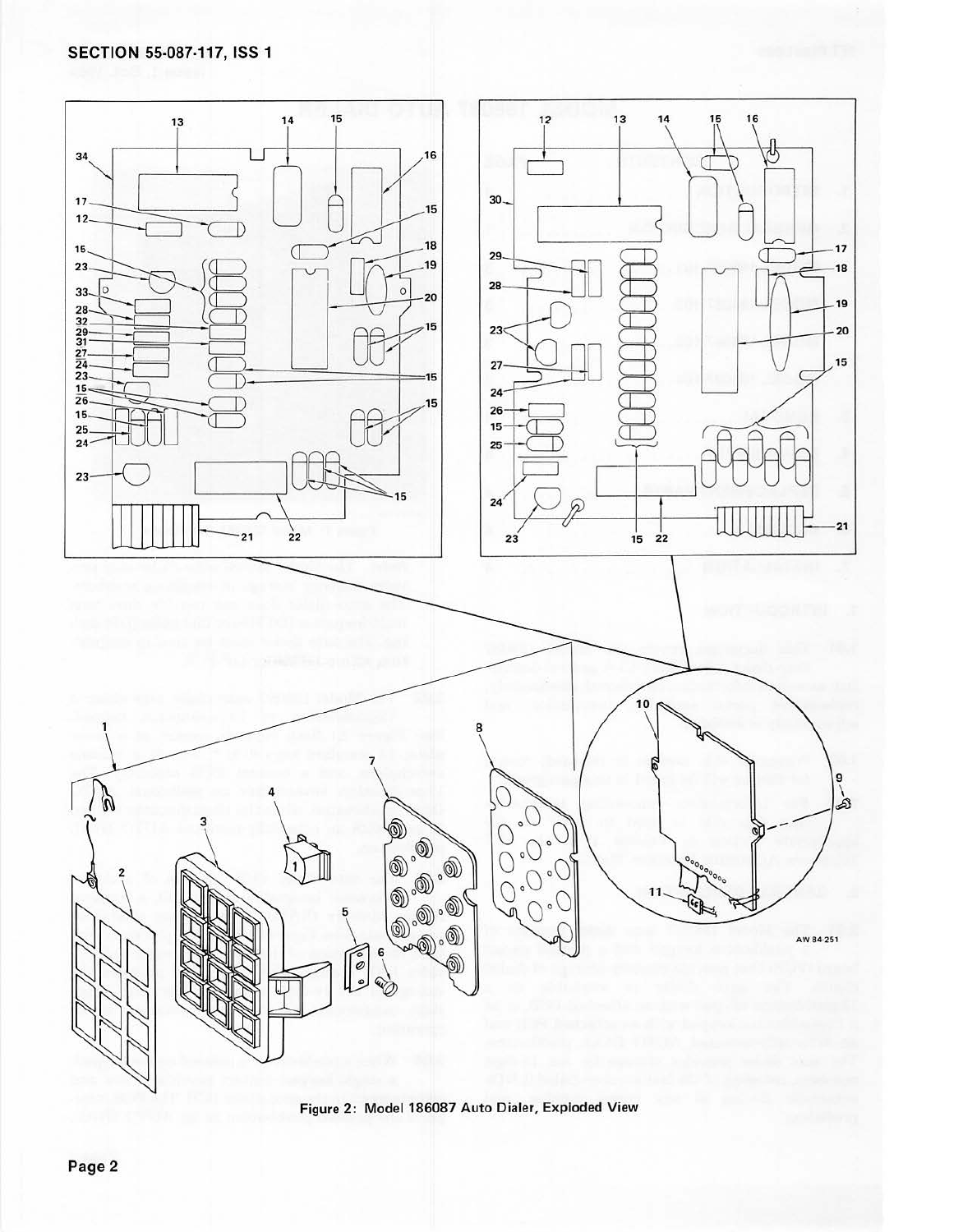Figure 2: Model 186087 Auto Dialer, Exploded View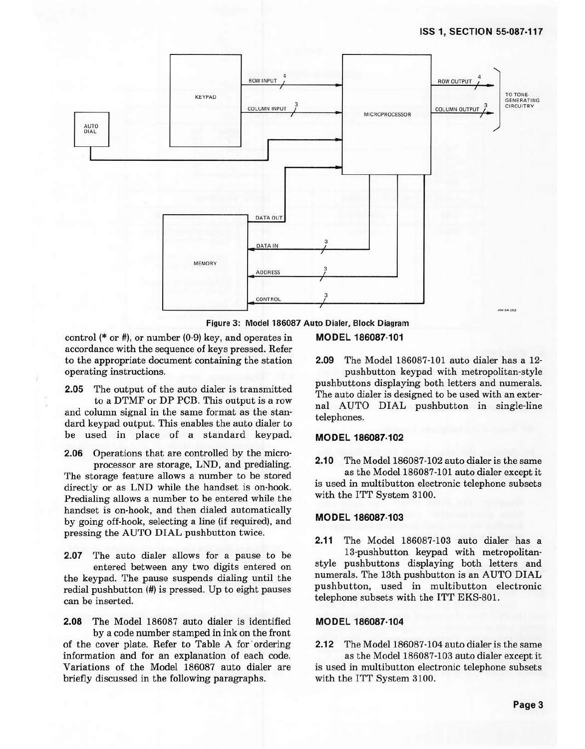Figure 3: Model 186087 Auto Dialer, Block Diagram

control (* or #), or number (0-9) key, and operates in accordance with the sequence of keys pressed. Refer to the appropriate document containing the station operating instructions.

**2.05** The output of the auto dialer is transmitted to a DTMF or DP PCB. This output is a row and column signal in the same format as the standard keypad output. This enables the auto dialer to be used in place of a standard keypad.

**2.06** Operations that are controlled by the microprocessor are storage, LND, and predialing. The storage feature allows a number to be stored directly or as LND while the handset is on-hook. Predialing allows a number to be entered while the handset is on-hook, and then dialed automatically by going off-hook, selecting a line (if required), and pressing the AUTO DIAL pushbutton twice.

**2.07** The auto dialer allows for a pause to be entered between any two digits entered on the keypad. The pause suspends dialing until the redial pushbutton (#) is pressed. Up to eight pauses can be inserted.

**2.08** The Model 186087 auto dialer is identified by a code number stamped in ink on the front of the cover plate. Refer to Table A for ordering information and for an explanation of each code. Variations of the Model 186087 auto dialer are briefly discussed in the following paragraphs.

### MODEL 186087-101

**2.09** The Model 186087-101 auto dialer has a 12-pushbutton keypad with metropolitan-style pushbuttons displaying both letters and numerals. The auto dialer is designed to be used with an external AUTO DIAL pushbutton in single-line telephones.

### MODEL 186087-102

**2.10** The Model 186087-102 auto dialer is the same as the Model 186087-101 auto dialer except it is used in multibutton electronic telephone subsets with the ITT System 3100.

### MODEL 186087-103

**2.11** The Model 186087-103 auto dialer has a 13-pushbutton keypad with metropolitan-style pushbuttons displaying both letters and numerals. The 13th pushbutton is an AUTO DIAL pushbutton, used in multibutton electronic telephone subsets with the ITT EKS-801.

### MODEL 186087-104

**2.12** The Model 186087-104 auto dialer is the same as the Model 186087-103 auto dialer except it is used in multibutton electronic telephone subsets with the ITT System 3100.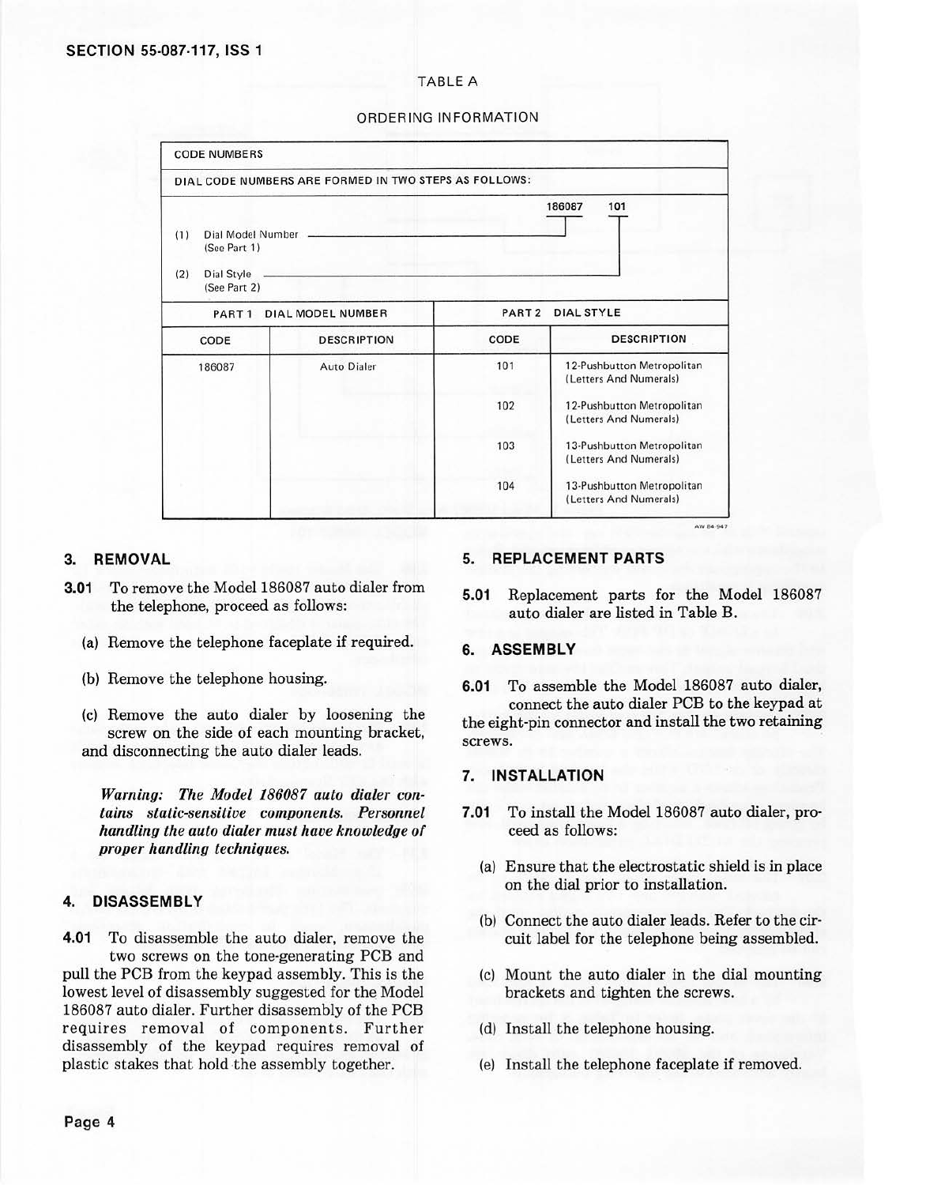TABLE A

ORDERING INFORMATION

| CODE NUMBERS | | | |
|---|---|---|---|
| DIAL CODE NUMBERS ARE FORMED IN TWO STEPS AS FOLLOWS: | | | |
| (1) Dial Model Number (See Part 1) — 186087<br>(2) Dial Style (See Part 2) — 101 | | | |
| PART 1 DIAL MODEL NUMBER | | PART 2 DIAL STYLE | |
| CODE | DESCRIPTION | CODE | DESCRIPTION |
| 186087 | Auto Dialer | 101 | 12-Pushbutton Metropolitan (Letters And Numerals) |
| | | 102 | 12-Pushbutton Metropolitan (Letters And Numerals) |
| | | 103 | 13-Pushbutton Metropolitan (Letters And Numerals) |
| | | 104 | 13-Pushbutton Metropolitan (Letters And Numerals) |

AW 84-947

## 3. REMOVAL

**3.01** To remove the Model 186087 auto dialer from the telephone, proceed as follows:

(a) Remove the telephone faceplate if required.

(b) Remove the telephone housing.

(c) Remove the auto dialer by loosening the screw on the side of each mounting bracket, and disconnecting the auto dialer leads.

***Warning: The Model 186087 auto dialer contains static-sensitive components. Personnel handling the auto dialer must have knowledge of proper handling techniques.***

## 4. DISASSEMBLY

**4.01** To disassemble the auto dialer, remove the two screws on the tone-generating PCB and pull the PCB from the keypad assembly. This is the lowest level of disassembly suggested for the Model 186087 auto dialer. Further disassembly of the PCB requires removal of components. Further disassembly of the keypad requires removal of plastic stakes that hold the assembly together.

## 5. REPLACEMENT PARTS

**5.01** Replacement parts for the Model 186087 auto dialer are listed in Table B.

## 6. ASSEMBLY

**6.01** To assemble the Model 186087 auto dialer, connect the auto dialer PCB to the keypad at the eight-pin connector and install the two retaining screws.

## 7. INSTALLATION

**7.01** To install the Model 186087 auto dialer, proceed as follows:

(a) Ensure that the electrostatic shield is in place on the dial prior to installation.

(b) Connect the auto dialer leads. Refer to the circuit label for the telephone being assembled.

(c) Mount the auto dialer in the dial mounting brackets and tighten the screws.

(d) Install the telephone housing.

(e) Install the telephone faceplate if removed.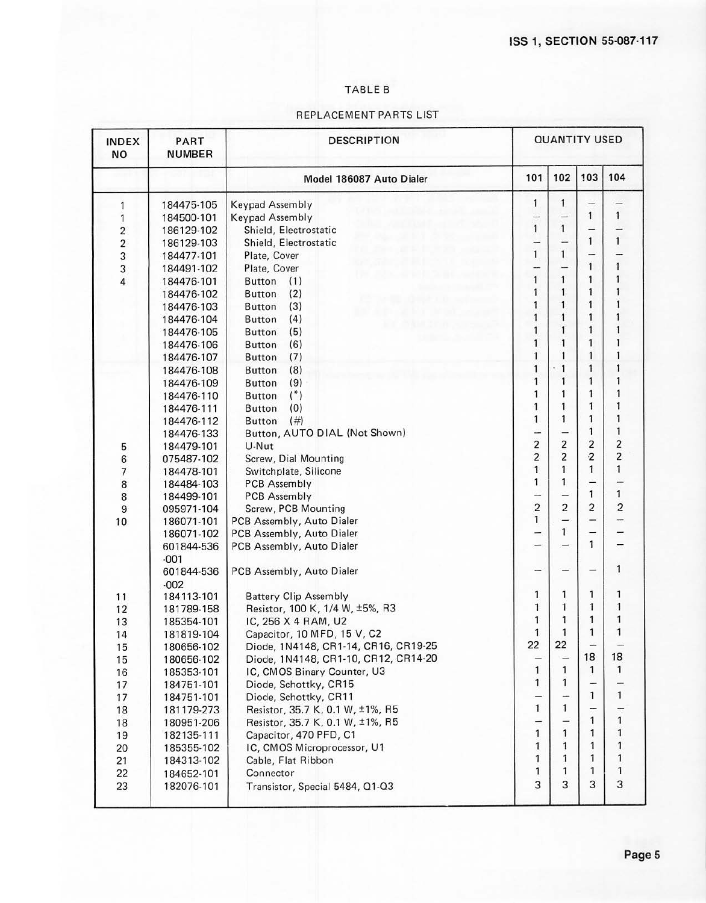TABLE B

REPLACEMENT PARTS LIST

| INDEX NO | PART NUMBER | DESCRIPTION | QUANTITY USED | | | |
|---|---|---|---|---|---|---|
| | | **Model 186087 Auto Dialer** | 101 | 102 | 103 | 104 |
| 1 | 184475-105 | Keypad Assembly | 1 | 1 | — | — |
| 1 | 184500-101 | Keypad Assembly | — | — | 1 | 1 |
| 2 | 186129-102 | Shield, Electrostatic | 1 | 1 | — | — |
| 2 | 186129-103 | Shield, Electrostatic | — | — | 1 | 1 |
| 3 | 184477-101 | Plate, Cover | 1 | 1 | — | — |
| 3 | 184491-102 | Plate, Cover | — | — | 1 | 1 |
| 4 | 184476-101 | Button (1) | 1 | 1 | 1 | 1 |
| | 184476-102 | Button (2) | 1 | 1 | 1 | 1 |
| | 184476-103 | Button (3) | 1 | 1 | 1 | 1 |
| | 184476-104 | Button (4) | 1 | 1 | 1 | 1 |
| | 184476-105 | Button (5) | 1 | 1 | 1 | 1 |
| | 184476-106 | Button (6) | 1 | 1 | 1 | 1 |
| | 184476-107 | Button (7) | 1 | 1 | 1 | 1 |
| | 184476-108 | Button (8) | 1 | 1 | 1 | 1 |
| | 184476-109 | Button (9) | 1 | 1 | 1 | 1 |
| | 184476-110 | Button (*) | 1 | 1 | 1 | 1 |
| | 184476-111 | Button (0) | 1 | 1 | 1 | 1 |
| | 184476-112 | Button (#) | 1 | 1 | 1 | 1 |
| | 184476-133 | Button, AUTO DIAL (Not Shown) | — | — | 1 | 1 |
| 5 | 184479-101 | U-Nut | 2 | 2 | 2 | 2 |
| 6 | 075487-102 | Screw, Dial Mounting | 2 | 2 | 2 | 2 |
| 7 | 184478-101 | Switchplate, Silicone | 1 | 1 | 1 | 1 |
| 8 | 184484-103 | PCB Assembly | 1 | 1 | — | — |
| 8 | 184499-101 | PCB Assembly | — | — | 1 | 1 |
| 9 | 095971-104 | Screw, PCB Mounting | 2 | 2 | 2 | 2 |
| 10 | 186071-101 | PCB Assembly, Auto Dialer | 1 | — | — | — |
| | 186071-102 | PCB Assembly, Auto Dialer | — | 1 | — | — |
| | 601844-536 -001 | PCB Assembly, Auto Dialer | — | — | 1 | — |
| | 601844-536 -002 | PCB Assembly, Auto Dialer | — | — | — | 1 |
| 11 | 184113-101 | Battery Clip Assembly | 1 | 1 | 1 | 1 |
| 12 | 181789-158 | Resistor, 100 K, 1/4 W, ±5%, R3 | 1 | 1 | 1 | 1 |
| 13 | 185354-101 | IC, 256 X 4 RAM, U2 | 1 | 1 | 1 | 1 |
| 14 | 181819-104 | Capacitor, 10 MFD, 15 V, C2 | 1 | 1 | 1 | 1 |
| 15 | 180656-102 | Diode, 1N4148, CR1-14, CR16, CR19-25 | 22 | 22 | — | — |
| 15 | 180656-102 | Diode, 1N4148, CR1-10, CR12, CR14-20 | — | — | 18 | 18 |
| 16 | 185353-101 | IC, CMOS Binary Counter, U3 | 1 | 1 | 1 | 1 |
| 17 | 184751-101 | Diode, Schottky, CR15 | 1 | 1 | — | — |
| 17 | 184751-101 | Diode, Schottky, CR11 | — | — | 1 | 1 |
| 18 | 181179-273 | Resistor, 35.7 K, 0.1 W, ±1%, R5 | 1 | 1 | — | — |
| 18 | 180951-206 | Resistor, 35.7 K, 0.1 W, ±1%, R5 | — | — | 1 | 1 |
| 19 | 182135-111 | Capacitor, 470 PFD, C1 | 1 | 1 | 1 | 1 |
| 20 | 185355-102 | IC, CMOS Microprocessor, U1 | 1 | 1 | 1 | 1 |
| 21 | 184313-102 | Cable, Flat Ribbon | 1 | 1 | 1 | 1 |
| 22 | 184652-101 | Connector | 1 | 1 | 1 | 1 |
| 23 | 182076-101 | Transistor, Special 5484, Q1-Q3 | 3 | 3 | 3 | 3 |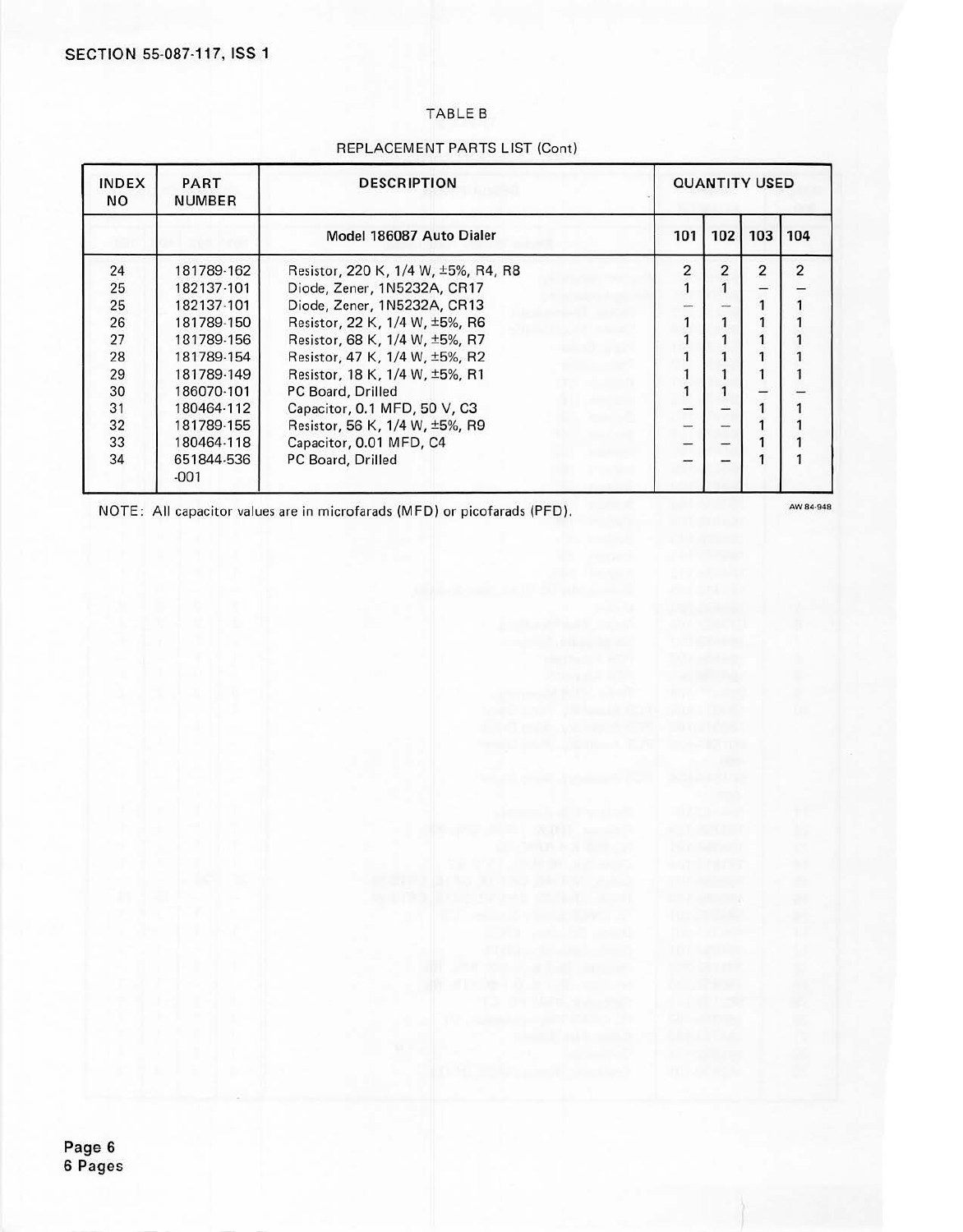TABLE B

REPLACEMENT PARTS LIST (Cont)

| INDEX NO | PART NUMBER | DESCRIPTION | QUANTITY USED | | | |
|---|---|---|---|---|---|---|
| | | Model 186087 Auto Dialer | 101 | 102 | 103 | 104 |
| 24 | 181789-162 | Resistor, 220 K, 1/4 W, ±5%, R4, R8 | 2 | 2 | 2 | 2 |
| 25 | 182137-101 | Diode, Zener, 1N5232A, CR17 | 1 | 1 | — | — |
| 25 | 182137-101 | Diode, Zener, 1N5232A, CR13 | — | — | 1 | 1 |
| 26 | 181789-150 | Resistor, 22 K, 1/4 W, ±5%, R6 | 1 | 1 | 1 | 1 |
| 27 | 181789-156 | Resistor, 68 K, 1/4 W, ±5%, R7 | 1 | 1 | 1 | 1 |
| 28 | 181789-154 | Resistor, 47 K, 1/4 W, ±5%, R2 | 1 | 1 | 1 | 1 |
| 29 | 181789-149 | Resistor, 18 K, 1/4 W, ±5%, R1 | 1 | 1 | 1 | 1 |
| 30 | 186070-101 | PC Board, Drilled | 1 | 1 | — | — |
| 31 | 180464-112 | Capacitor, 0.1 MFD, 50 V, C3 | — | — | 1 | 1 |
| 32 | 181789-155 | Resistor, 56 K, 1/4 W, ±5%, R9 | — | — | 1 | 1 |
| 33 | 180464-118 | Capacitor, 0.01 MFD, C4 | — | — | 1 | 1 |
| 34 | 651844-536 -001 | PC Board, Drilled | — | — | 1 | 1 |

NOTE: All capacitor values are in microfarads (MFD) or picofarads (PFD).

AW 84-948